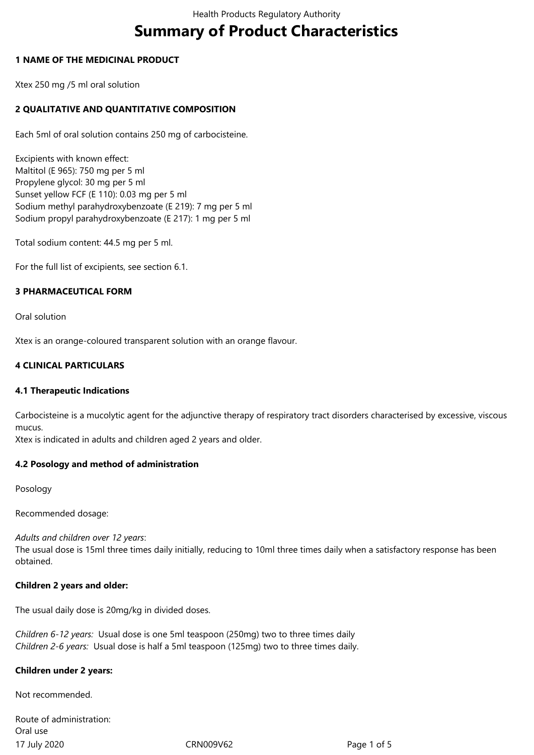# Summary of Product Characteristics

## 1 NAME OF THE MEDICINAL PRODUCT

Xtex 250 mg /5 ml oral solution

## 2 QUALITATIVE AND QUANTITATIVE COMPOSITION

Each 5ml of oral solution contains 250 mg of carbocisteine.

Excipients with known effect:
Maltitol (E 965): 750 mg per 5 ml
Propylene glycol: 30 mg per 5 ml
Sunset yellow FCF (E 110): 0.03 mg per 5 ml
Sodium methyl parahydroxybenzoate (E 219): 7 mg per 5 ml
Sodium propyl parahydroxybenzoate (E 217): 1 mg per 5 ml

Total sodium content: 44.5 mg per 5 ml.

For the full list of excipients, see section 6.1.

## 3 PHARMACEUTICAL FORM

Oral solution

Xtex is an orange-coloured transparent solution with an orange flavour.

## 4 CLINICAL PARTICULARS

### 4.1 Therapeutic Indications

Carbocisteine is a mucolytic agent for the adjunctive therapy of respiratory tract disorders characterised by excessive, viscous mucus.
Xtex is indicated in adults and children aged 2 years and older.

### 4.2 Posology and method of administration

Posology

Recommended dosage:

*Adults and children over 12 years*:
The usual dose is 15ml three times daily initially, reducing to 10ml three times daily when a satisfactory response has been obtained.

**Children 2 years and older:**

The usual daily dose is 20mg/kg in divided doses.

*Children 6-12 years:* Usual dose is one 5ml teaspoon (250mg) two to three times daily
*Children 2-6 years:* Usual dose is half a 5ml teaspoon (125mg) two to three times daily.

**Children under 2 years:**

Not recommended.

Route of administration:
Oral use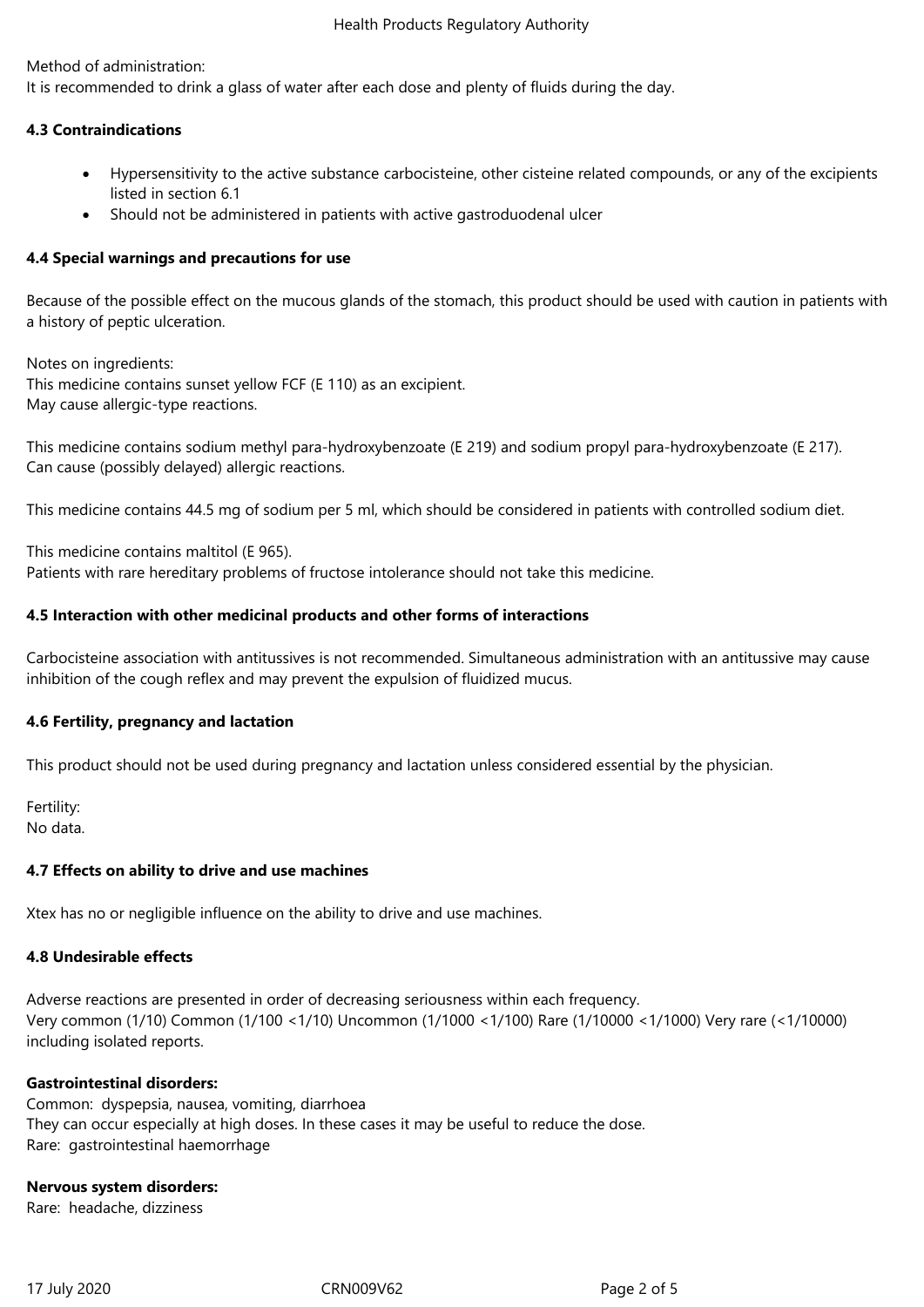Method of administration:
It is recommended to drink a glass of water after each dose and plenty of fluids during the day.

### 4.3 Contraindications

- Hypersensitivity to the active substance carbocisteine, other cisteine related compounds, or any of the excipients listed in section 6.1
- Should not be administered in patients with active gastroduodenal ulcer

### 4.4 Special warnings and precautions for use

Because of the possible effect on the mucous glands of the stomach, this product should be used with caution in patients with a history of peptic ulceration.

Notes on ingredients:
This medicine contains sunset yellow FCF (E 110) as an excipient.
May cause allergic-type reactions.

This medicine contains sodium methyl para-hydroxybenzoate (E 219) and sodium propyl para-hydroxybenzoate (E 217). Can cause (possibly delayed) allergic reactions.

This medicine contains 44.5 mg of sodium per 5 ml, which should be considered in patients with controlled sodium diet.

This medicine contains maltitol (E 965).
Patients with rare hereditary problems of fructose intolerance should not take this medicine.

### 4.5 Interaction with other medicinal products and other forms of interactions

Carbocisteine association with antitussives is not recommended. Simultaneous administration with an antitussive may cause inhibition of the cough reflex and may prevent the expulsion of fluidized mucus.

### 4.6 Fertility, pregnancy and lactation

This product should not be used during pregnancy and lactation unless considered essential by the physician.

Fertility:
No data.

### 4.7 Effects on ability to drive and use machines

Xtex has no or negligible influence on the ability to drive and use machines.

### 4.8 Undesirable effects

Adverse reactions are presented in order of decreasing seriousness within each frequency.
Very common (1/10) Common (1/100 <1/10) Uncommon (1/1000 <1/100) Rare (1/10000 <1/1000) Very rare (<1/10000) including isolated reports.

**Gastrointestinal disorders:**
Common: dyspepsia, nausea, vomiting, diarrhoea
They can occur especially at high doses. In these cases it may be useful to reduce the dose.
Rare: gastrointestinal haemorrhage

**Nervous system disorders:**
Rare: headache, dizziness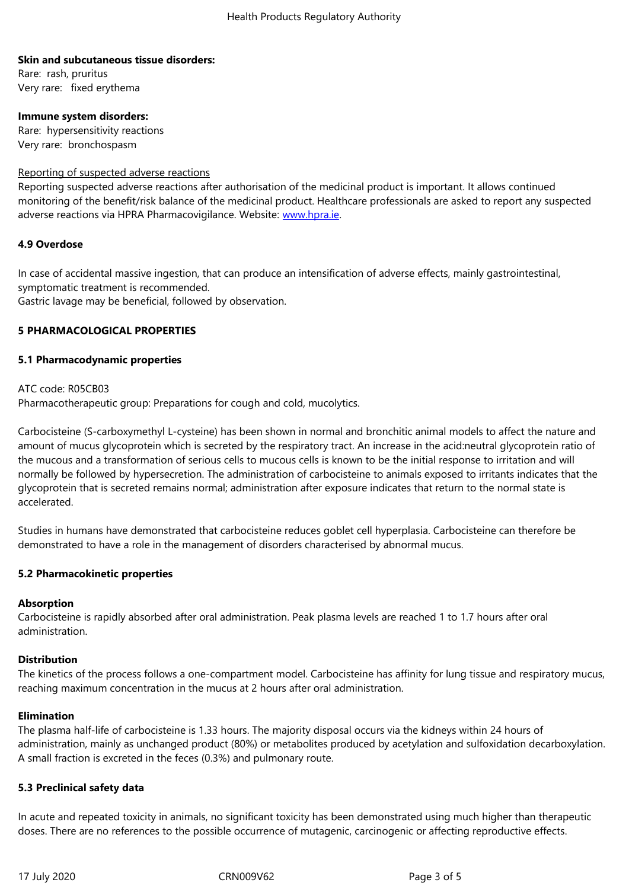**Skin and subcutaneous tissue disorders:**
Rare: rash, pruritus
Very rare: fixed erythema

**Immune system disorders:**
Rare: hypersensitivity reactions
Very rare: bronchospasm

Reporting of suspected adverse reactions
Reporting suspected adverse reactions after authorisation of the medicinal product is important. It allows continued monitoring of the benefit/risk balance of the medicinal product. Healthcare professionals are asked to report any suspected adverse reactions via HPRA Pharmacovigilance. Website: www.hpra.ie.

## 4.9 Overdose

In case of accidental massive ingestion, that can produce an intensification of adverse effects, mainly gastrointestinal, symptomatic treatment is recommended.
Gastric lavage may be beneficial, followed by observation.

# 5 PHARMACOLOGICAL PROPERTIES

## 5.1 Pharmacodynamic properties

ATC code: R05CB03
Pharmacotherapeutic group: Preparations for cough and cold, mucolytics.

Carbocisteine (S-carboxymethyl L-cysteine) has been shown in normal and bronchitic animal models to affect the nature and amount of mucus glycoprotein which is secreted by the respiratory tract. An increase in the acid:neutral glycoprotein ratio of the mucous and a transformation of serious cells to mucous cells is known to be the initial response to irritation and will normally be followed by hypersecretion. The administration of carbocisteine to animals exposed to irritants indicates that the glycoprotein that is secreted remains normal; administration after exposure indicates that return to the normal state is accelerated.

Studies in humans have demonstrated that carbocisteine reduces goblet cell hyperplasia. Carbocisteine can therefore be demonstrated to have a role in the management of disorders characterised by abnormal mucus.

## 5.2 Pharmacokinetic properties

**Absorption**
Carbocisteine is rapidly absorbed after oral administration. Peak plasma levels are reached 1 to 1.7 hours after oral administration.

**Distribution**
The kinetics of the process follows a one-compartment model. Carbocisteine has affinity for lung tissue and respiratory mucus, reaching maximum concentration in the mucus at 2 hours after oral administration.

**Elimination**
The plasma half-life of carbocisteine is 1.33 hours. The majority disposal occurs via the kidneys within 24 hours of administration, mainly as unchanged product (80%) or metabolites produced by acetylation and sulfoxidation decarboxylation. A small fraction is excreted in the feces (0.3%) and pulmonary route.

## 5.3 Preclinical safety data

In acute and repeated toxicity in animals, no significant toxicity has been demonstrated using much higher than therapeutic doses. There are no references to the possible occurrence of mutagenic, carcinogenic or affecting reproductive effects.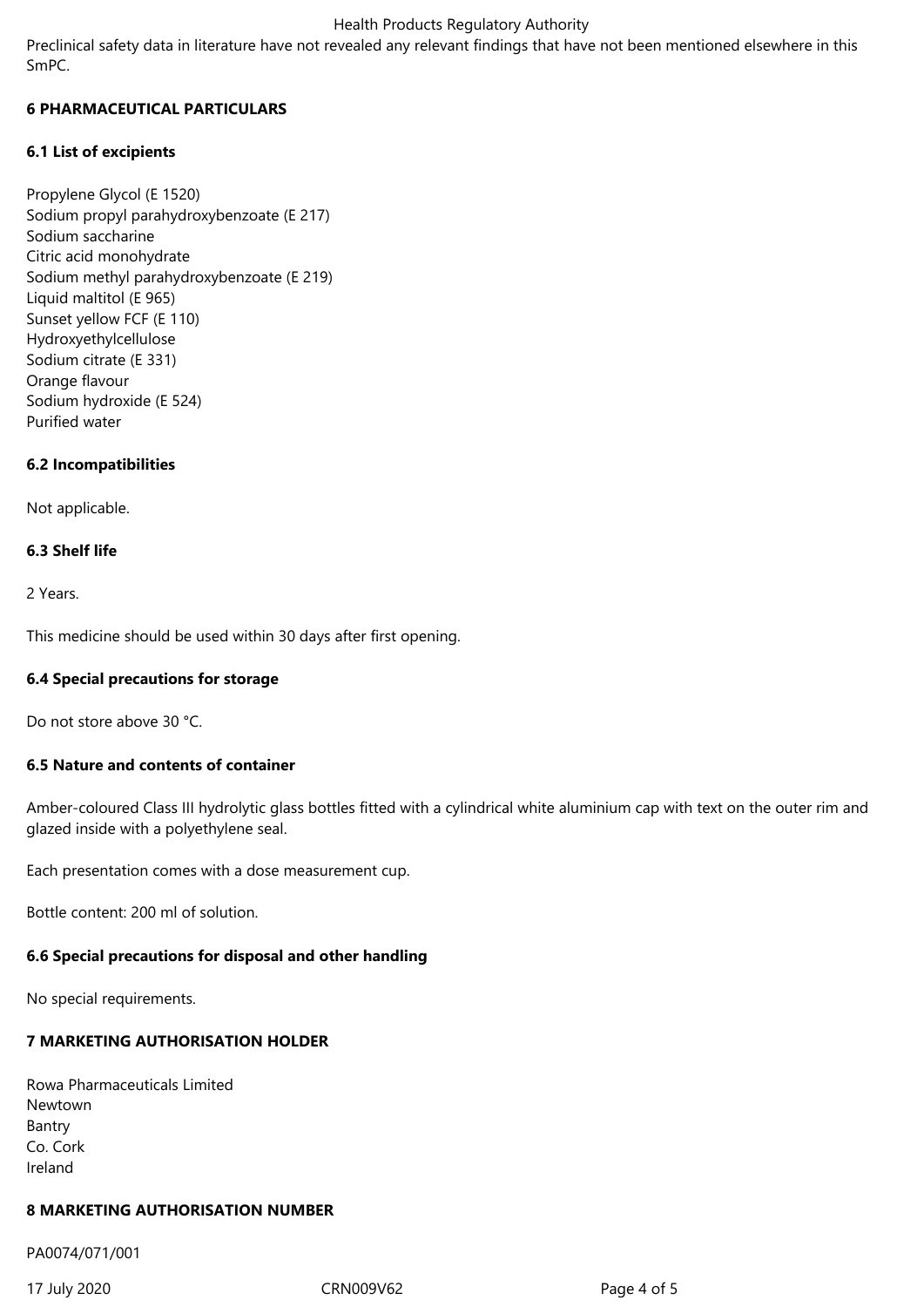Preclinical safety data in literature have not revealed any relevant findings that have not been mentioned elsewhere in this SmPC.

## 6 PHARMACEUTICAL PARTICULARS

### 6.1 List of excipients

Propylene Glycol (E 1520)
Sodium propyl parahydroxybenzoate (E 217)
Sodium saccharine
Citric acid monohydrate
Sodium methyl parahydroxybenzoate (E 219)
Liquid maltitol (E 965)
Sunset yellow FCF (E 110)
Hydroxyethylcellulose
Sodium citrate (E 331)
Orange flavour
Sodium hydroxide (E 524)
Purified water

### 6.2 Incompatibilities

Not applicable.

### 6.3 Shelf life

2 Years.

This medicine should be used within 30 days after first opening.

### 6.4 Special precautions for storage

Do not store above 30 °C.

### 6.5 Nature and contents of container

Amber-coloured Class III hydrolytic glass bottles fitted with a cylindrical white aluminium cap with text on the outer rim and glazed inside with a polyethylene seal.

Each presentation comes with a dose measurement cup.

Bottle content: 200 ml of solution.

### 6.6 Special precautions for disposal and other handling

No special requirements.

## 7 MARKETING AUTHORISATION HOLDER

Rowa Pharmaceuticals Limited
Newtown
Bantry
Co. Cork
Ireland

## 8 MARKETING AUTHORISATION NUMBER

PA0074/071/001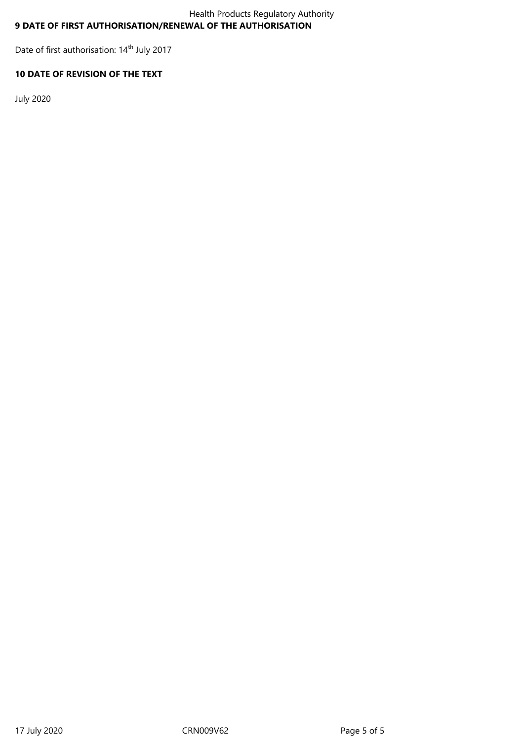## 9 DATE OF FIRST AUTHORISATION/RENEWAL OF THE AUTHORISATION

Date of first authorisation: 14th July 2017

## 10 DATE OF REVISION OF THE TEXT

July 2020